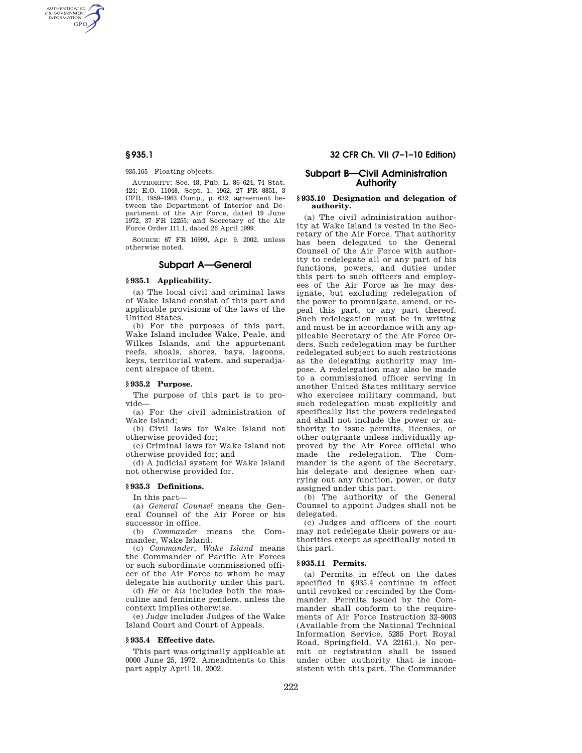935.165 Floating objects.

AUTHORITY: Sec. 48, Pub. L. 86–624, 74 Stat. 424; E.O. 11048, Sept. 1, 1962, 27 FR 8851, 3 CFR, 1959–1963 Comp., p. 632; agreement between the Department of Interior and Department of the Air Force, dated 19 June 1972, 37 FR 12255; and Secretary of the Air Force Order 111.1, dated 26 April 1999.

SOURCE: 67 FR 16999, Apr. 9, 2002, unless otherwise noted.

## Subpart A—General

### § 935.1 Applicability.

(a) The local civil and criminal laws of Wake Island consist of this part and applicable provisions of the laws of the United States.

(b) For the purposes of this part, Wake Island includes Wake, Peale, and Wilkes Islands, and the appurtenant reefs, shoals, shores, bays, lagoons, keys, territorial waters, and superadjacent airspace of them.

### § 935.2 Purpose.

The purpose of this part is to provide—

(a) For the civil administration of Wake Island;

(b) Civil laws for Wake Island not otherwise provided for;

(c) Criminal laws for Wake Island not otherwise provided for; and

(d) A judicial system for Wake Island not otherwise provided for.

### § 935.3 Definitions.

In this part—

(a) *General Counsel* means the General Counsel of the Air Force or his successor in office.

(b) *Commander* means the Commander, Wake Island.

(c) *Commander, Wake Island* means the Commander of Pacific Air Forces or such subordinate commissioned officer of the Air Force to whom he may delegate his authority under this part.

(d) *He* or *his* includes both the masculine and feminine genders, unless the context implies otherwise.

(e) *Judge* includes Judges of the Wake Island Court and Court of Appeals.

### § 935.4 Effective date.

This part was originally applicable at 0000 June 25, 1972. Amendments to this part apply April 10, 2002.

## Subpart B—Civil Administration Authority

### § 935.10 Designation and delegation of authority.

(a) The civil administration authority at Wake Island is vested in the Secretary of the Air Force. That authority has been delegated to the General Counsel of the Air Force with authority to redelegate all or any part of his functions, powers, and duties under this part to such officers and employees of the Air Force as he may designate, but excluding redelegation of the power to promulgate, amend, or repeal this part, or any part thereof. Such redelegation must be in writing and must be in accordance with any applicable Secretary of the Air Force Orders. Such redelegation may be further redelegated subject to such restrictions as the delegating authority may impose. A redelegation may also be made to a commissioned officer serving in another United States military service who exercises military command, but such redelegation must explicitly and specifically list the powers redelegated and shall not include the power or authority to issue permits, licenses, or other outgrants unless individually approved by the Air Force official who made the redelegation. The Commander is the agent of the Secretary, his delegate and designee when carrying out any function, power, or duty assigned under this part.

(b) The authority of the General Counsel to appoint Judges shall not be delegated.

(c) Judges and officers of the court may not redelegate their powers or authorities except as specifically noted in this part.

### § 935.11 Permits.

(a) Permits in effect on the dates specified in §935.4 continue in effect until revoked or rescinded by the Commander. Permits issued by the Commander shall conform to the requirements of Air Force Instruction 32–9003 (Available from the National Technical Information Service, 5285 Port Royal Road, Springfield, VA 22161.). No permit or registration shall be issued under other authority that is inconsistent with this part. The Commander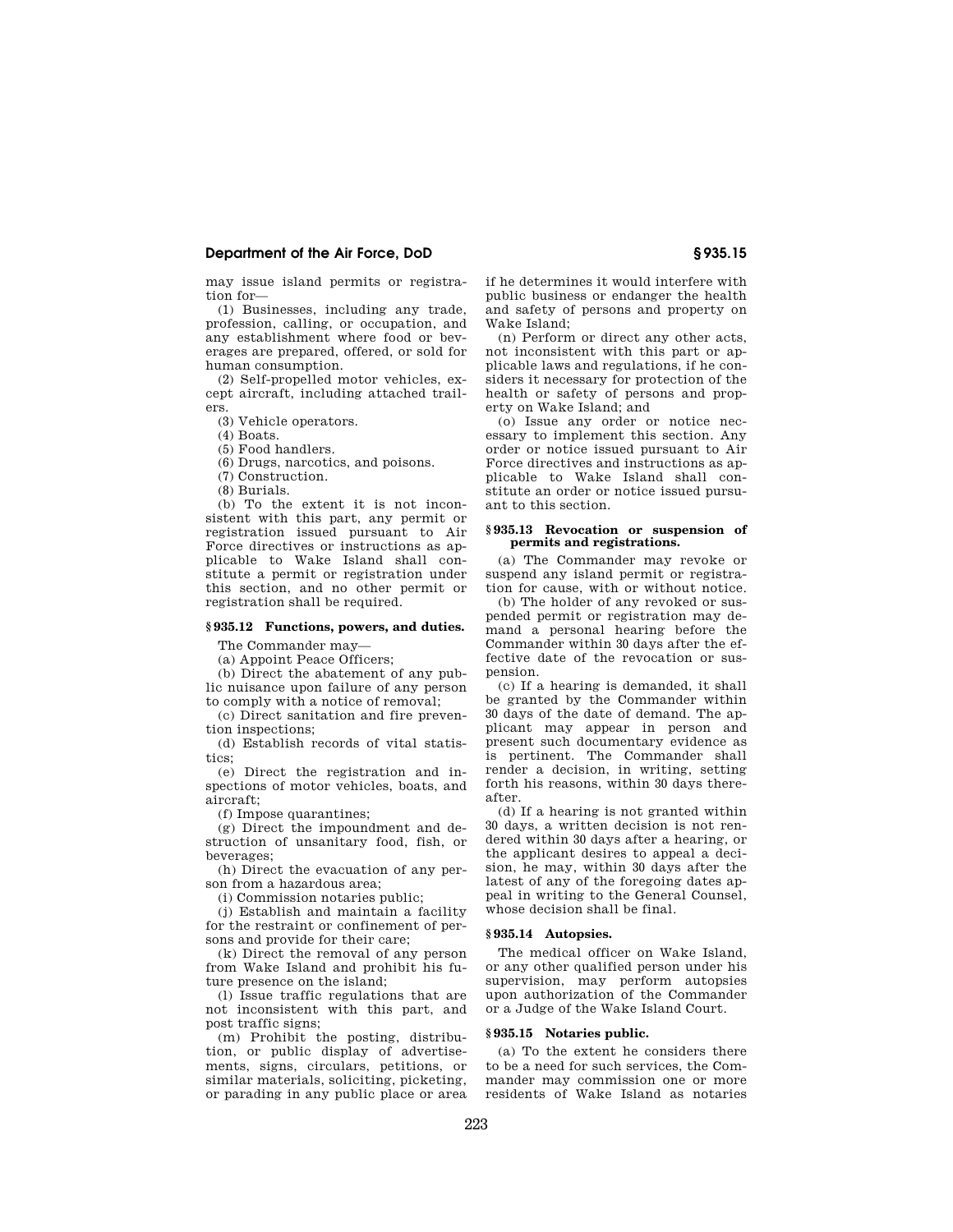may issue island permits or registration for—

(1) Businesses, including any trade, profession, calling, or occupation, and any establishment where food or beverages are prepared, offered, or sold for human consumption.

(2) Self-propelled motor vehicles, except aircraft, including attached trailers.

(3) Vehicle operators.

(4) Boats.

(5) Food handlers.

(6) Drugs, narcotics, and poisons.

(7) Construction.

(8) Burials.

(b) To the extent it is not inconsistent with this part, any permit or registration issued pursuant to Air Force directives or instructions as applicable to Wake Island shall constitute a permit or registration under this section, and no other permit or registration shall be required.

### § 935.12 Functions, powers, and duties.

The Commander may—

(a) Appoint Peace Officers;

(b) Direct the abatement of any public nuisance upon failure of any person to comply with a notice of removal;

(c) Direct sanitation and fire prevention inspections;

(d) Establish records of vital statistics;

(e) Direct the registration and inspections of motor vehicles, boats, and aircraft;

(f) Impose quarantines;

(g) Direct the impoundment and destruction of unsanitary food, fish, or beverages;

(h) Direct the evacuation of any person from a hazardous area;

(i) Commission notaries public;

(j) Establish and maintain a facility for the restraint or confinement of persons and provide for their care;

(k) Direct the removal of any person from Wake Island and prohibit his future presence on the island;

(l) Issue traffic regulations that are not inconsistent with this part, and post traffic signs;

(m) Prohibit the posting, distribution, or public display of advertisements, signs, circulars, petitions, or similar materials, soliciting, picketing, or parading in any public place or area if he determines it would interfere with public business or endanger the health and safety of persons and property on Wake Island;

(n) Perform or direct any other acts, not inconsistent with this part or applicable laws and regulations, if he considers it necessary for protection of the health or safety of persons and property on Wake Island; and

(o) Issue any order or notice necessary to implement this section. Any order or notice issued pursuant to Air Force directives and instructions as applicable to Wake Island shall constitute an order or notice issued pursuant to this section.

### § 935.13 Revocation or suspension of permits and registrations.

(a) The Commander may revoke or suspend any island permit or registration for cause, with or without notice.

(b) The holder of any revoked or suspended permit or registration may demand a personal hearing before the Commander within 30 days after the effective date of the revocation or suspension.

(c) If a hearing is demanded, it shall be granted by the Commander within 30 days of the date of demand. The applicant may appear in person and present such documentary evidence as is pertinent. The Commander shall render a decision, in writing, setting forth his reasons, within 30 days thereafter.

(d) If a hearing is not granted within 30 days, a written decision is not rendered within 30 days after a hearing, or the applicant desires to appeal a decision, he may, within 30 days after the latest of any of the foregoing dates appeal in writing to the General Counsel, whose decision shall be final.

### § 935.14 Autopsies.

The medical officer on Wake Island, or any other qualified person under his supervision, may perform autopsies upon authorization of the Commander or a Judge of the Wake Island Court.

### § 935.15 Notaries public.

(a) To the extent he considers there to be a need for such services, the Commander may commission one or more residents of Wake Island as notaries